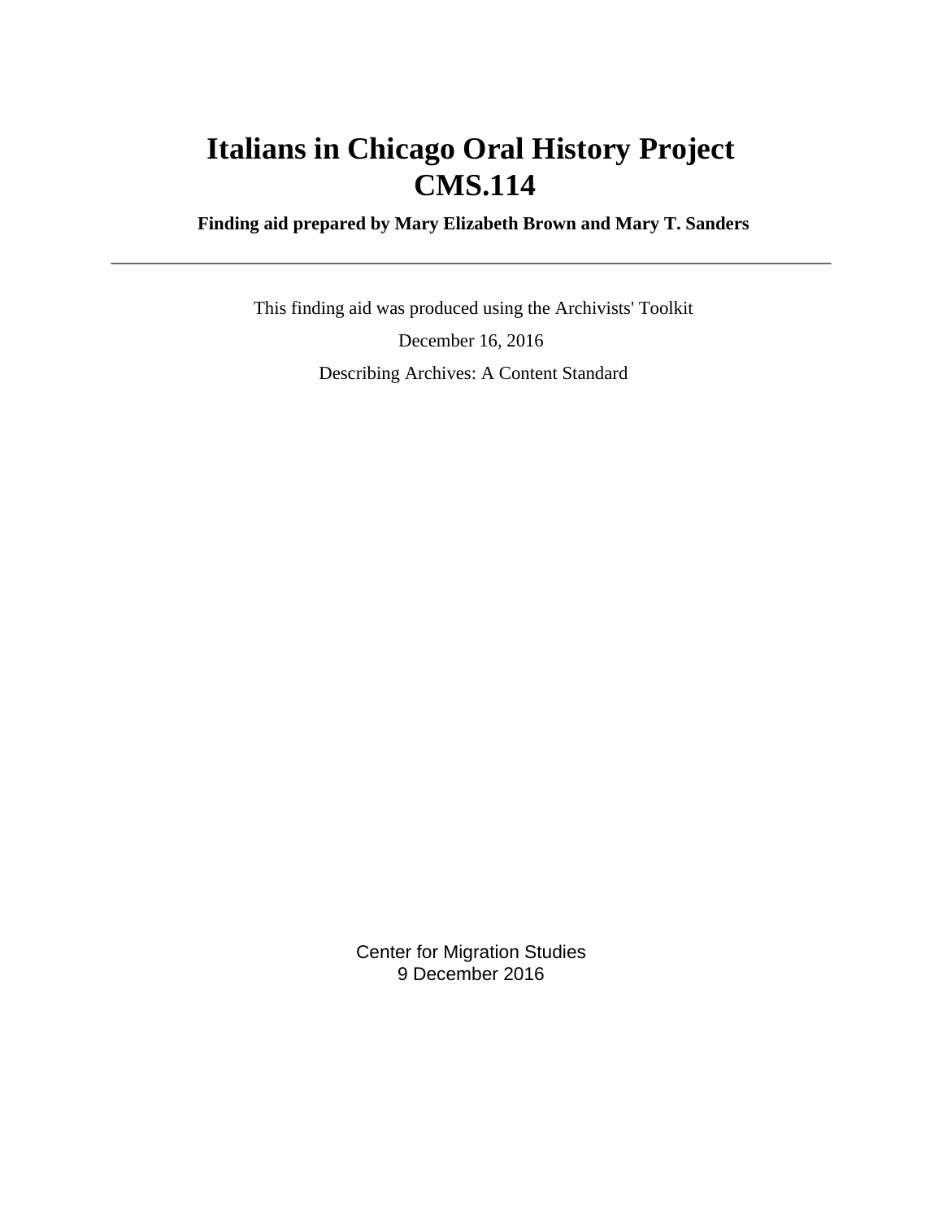# Italians in Chicago Oral History Project
# CMS.114

**Finding aid prepared by Mary Elizabeth Brown and Mary T. Sanders**

---

This finding aid was produced using the Archivists' Toolkit

December 16, 2016

Describing Archives: A Content Standard

Center for Migration Studies
9 December 2016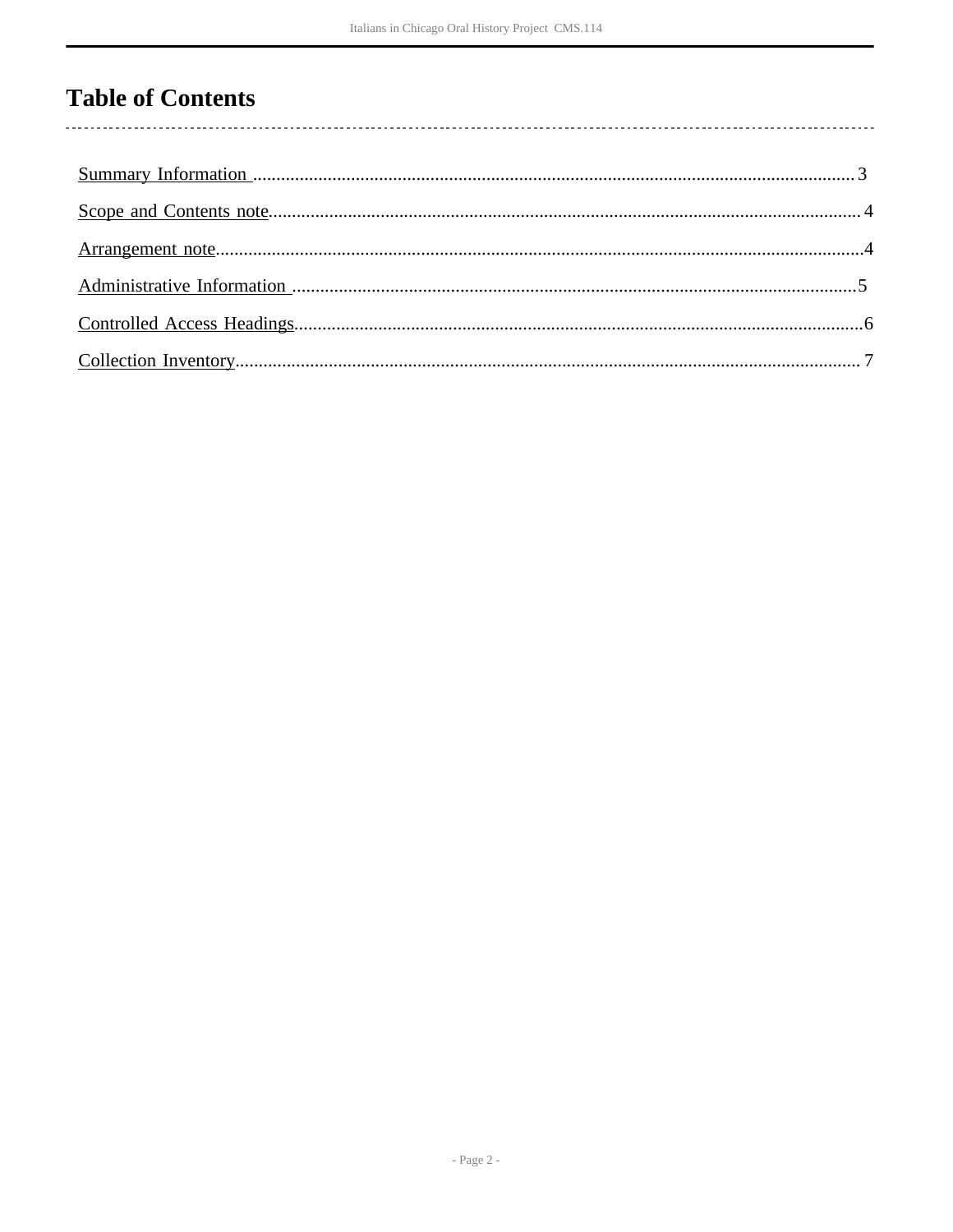# Table of Contents

| | |
|---|---|
| Summary Information | 3 |
| Scope and Contents note | 4 |
| Arrangement note | 4 |
| Administrative Information | 5 |
| Controlled Access Headings | 6 |
| Collection Inventory | 7 |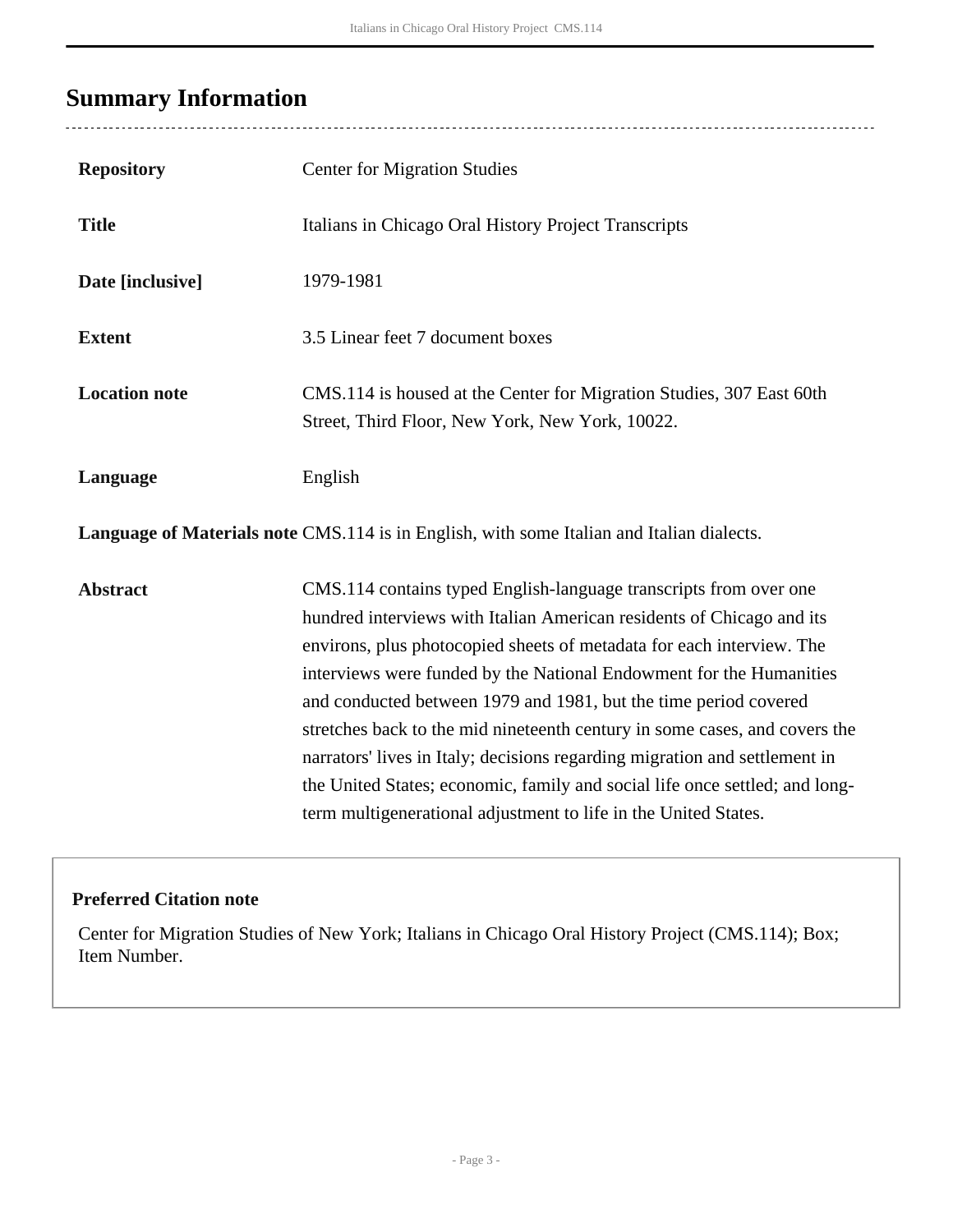## Summary Information

| | |
|---|---|
| **Repository** | Center for Migration Studies |
| **Title** | Italians in Chicago Oral History Project Transcripts |
| **Date [inclusive]** | 1979-1981 |
| **Extent** | 3.5 Linear feet 7 document boxes |
| **Location note** | CMS.114 is housed at the Center for Migration Studies, 307 East 60th Street, Third Floor, New York, New York, 10022. |
| **Language** | English |
| **Language of Materials note** | CMS.114 is in English, with some Italian and Italian dialects. |
| **Abstract** | CMS.114 contains typed English-language transcripts from over one hundred interviews with Italian American residents of Chicago and its environs, plus photocopied sheets of metadata for each interview. The interviews were funded by the National Endowment for the Humanities and conducted between 1979 and 1981, but the time period covered stretches back to the mid nineteenth century in some cases, and covers the narrators' lives in Italy; decisions regarding migration and settlement in the United States; economic, family and social life once settled; and long-term multigenerational adjustment to life in the United States. |

**Preferred Citation note**

Center for Migration Studies of New York; Italians in Chicago Oral History Project (CMS.114); Box; Item Number.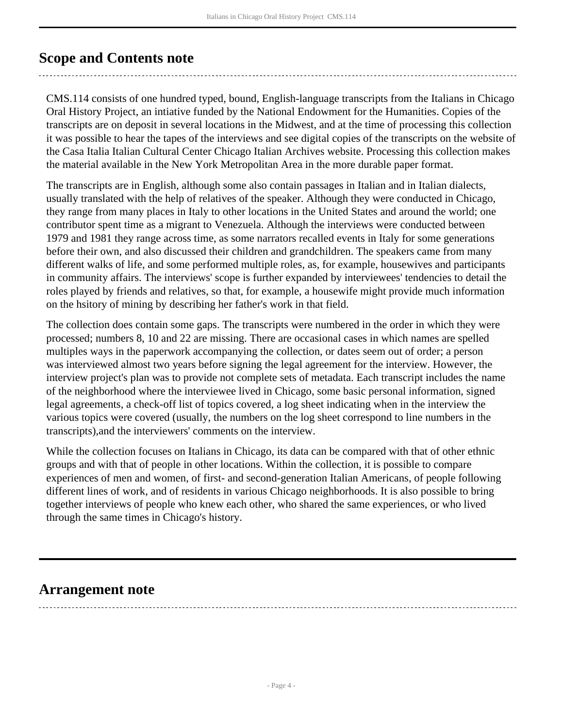## Scope and Contents note

CMS.114 consists of one hundred typed, bound, English-language transcripts from the Italians in Chicago Oral History Project, an intiative funded by the National Endowment for the Humanities. Copies of the transcripts are on deposit in several locations in the Midwest, and at the time of processing this collection it was possible to hear the tapes of the interviews and see digital copies of the transcripts on the website of the Casa Italia Italian Cultural Center Chicago Italian Archives website. Processing this collection makes the material available in the New York Metropolitan Area in the more durable paper format.

The transcripts are in English, although some also contain passages in Italian and in Italian dialects, usually translated with the help of relatives of the speaker. Although they were conducted in Chicago, they range from many places in Italy to other locations in the United States and around the world; one contributor spent time as a migrant to Venezuela. Although the interviews were conducted between 1979 and 1981 they range across time, as some narrators recalled events in Italy for some generations before their own, and also discussed their children and grandchildren. The speakers came from many different walks of life, and some performed multiple roles, as, for example, housewives and participants in community affairs. The interviews' scope is further expanded by interviewees' tendencies to detail the roles played by friends and relatives, so that, for example, a housewife might provide much information on the hsitory of mining by describing her father's work in that field.

The collection does contain some gaps. The transcripts were numbered in the order in which they were processed; numbers 8, 10 and 22 are missing. There are occasional cases in which names are spelled multiples ways in the paperwork accompanying the collection, or dates seem out of order; a person was interviewed almost two years before signing the legal agreement for the interview. However, the interview project's plan was to provide not complete sets of metadata. Each transcript includes the name of the neighborhood where the interviewee lived in Chicago, some basic personal information, signed legal agreements, a check-off list of topics covered, a log sheet indicating when in the interview the various topics were covered (usually, the numbers on the log sheet correspond to line numbers in the transcripts),and the interviewers' comments on the interview.

While the collection focuses on Italians in Chicago, its data can be compared with that of other ethnic groups and with that of people in other locations. Within the collection, it is possible to compare experiences of men and women, of first- and second-generation Italian Americans, of people following different lines of work, and of residents in various Chicago neighborhoods. It is also possible to bring together interviews of people who knew each other, who shared the same experiences, or who lived through the same times in Chicago's history.

## Arrangement note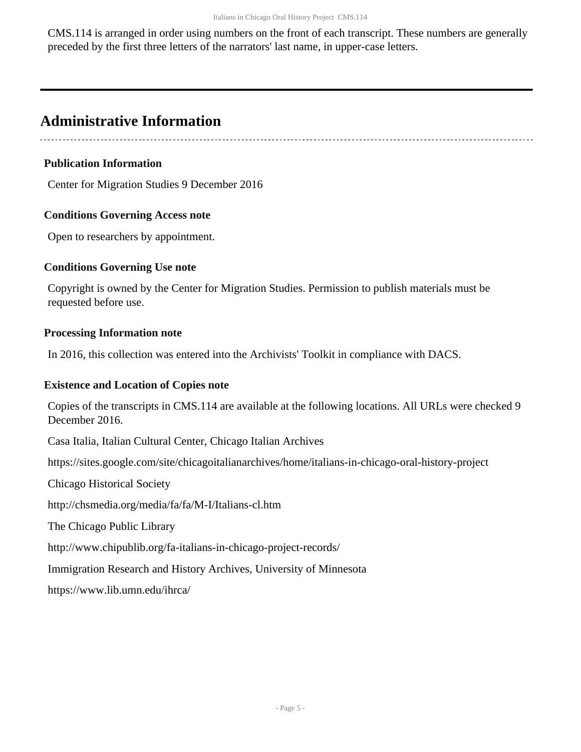CMS.114 is arranged in order using numbers on the front of each transcript. These numbers are generally preceded by the first three letters of the narrators' last name, in upper-case letters.

## Administrative Information

### Publication Information

Center for Migration Studies 9 December 2016

### Conditions Governing Access note

Open to researchers by appointment.

### Conditions Governing Use note

Copyright is owned by the Center for Migration Studies. Permission to publish materials must be requested before use.

### Processing Information note

In 2016, this collection was entered into the Archivists' Toolkit in compliance with DACS.

### Existence and Location of Copies note

Copies of the transcripts in CMS.114 are available at the following locations. All URLs were checked 9 December 2016.

Casa Italia, Italian Cultural Center, Chicago Italian Archives

https://sites.google.com/site/chicagoitalianarchives/home/italians-in-chicago-oral-history-project

Chicago Historical Society

http://chsmedia.org/media/fa/fa/M-I/Italians-cl.htm

The Chicago Public Library

http://www.chipublib.org/fa-italians-in-chicago-project-records/

Immigration Research and History Archives, University of Minnesota

https://www.lib.umn.edu/ihrca/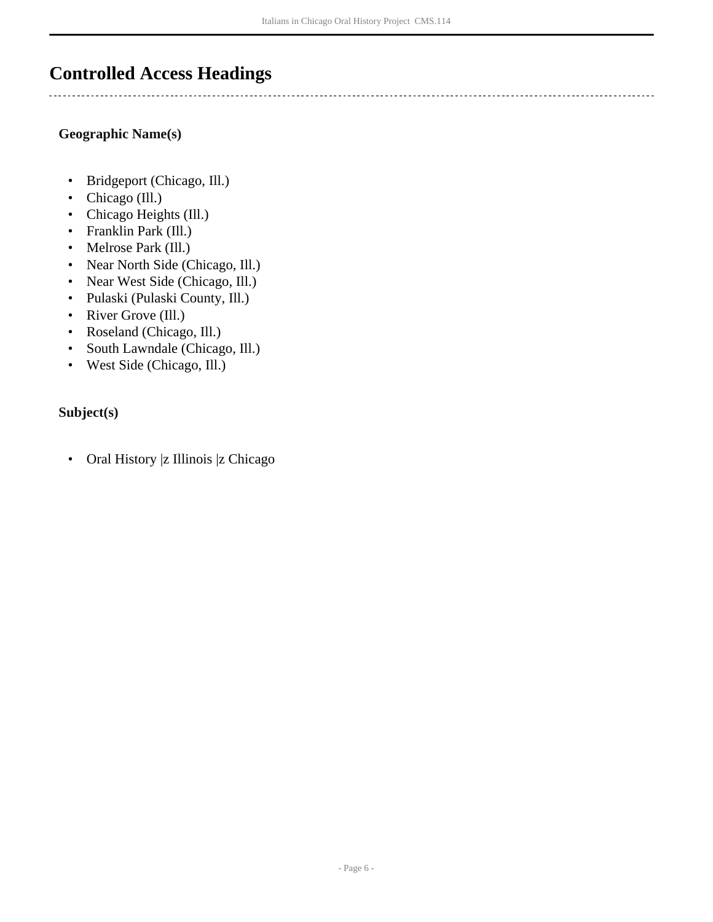## Controlled Access Headings

### Geographic Name(s)

- Bridgeport (Chicago, Ill.)
- Chicago (Ill.)
- Chicago Heights (Ill.)
- Franklin Park (Ill.)
- Melrose Park (Ill.)
- Near North Side (Chicago, Ill.)
- Near West Side (Chicago, Ill.)
- Pulaski (Pulaski County, Ill.)
- River Grove (Ill.)
- Roseland (Chicago, Ill.)
- South Lawndale (Chicago, Ill.)
- West Side (Chicago, Ill.)

### Subject(s)

- Oral History |z Illinois |z Chicago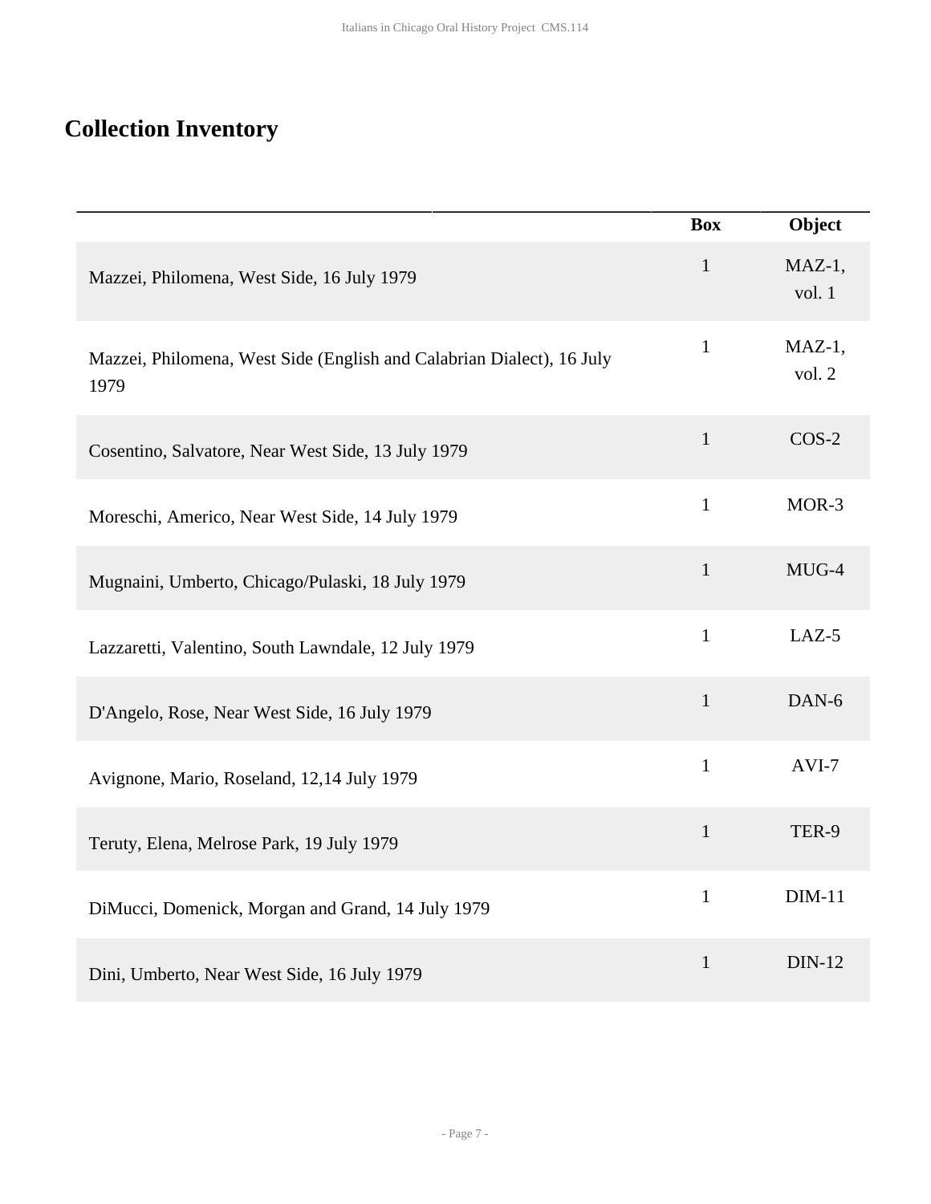## Collection Inventory

| | Box | Object |
|---|---|---|
| Mazzei, Philomena, West Side, 16 July 1979 | 1 | MAZ-1, vol. 1 |
| Mazzei, Philomena, West Side (English and Calabrian Dialect), 16 July 1979 | 1 | MAZ-1, vol. 2 |
| Cosentino, Salvatore, Near West Side, 13 July 1979 | 1 | COS-2 |
| Moreschi, Americo, Near West Side, 14 July 1979 | 1 | MOR-3 |
| Mugnaini, Umberto, Chicago/Pulaski, 18 July 1979 | 1 | MUG-4 |
| Lazzaretti, Valentino, South Lawndale, 12 July 1979 | 1 | LAZ-5 |
| D'Angelo, Rose, Near West Side, 16 July 1979 | 1 | DAN-6 |
| Avignone, Mario, Roseland, 12,14 July 1979 | 1 | AVI-7 |
| Teruty, Elena, Melrose Park, 19 July 1979 | 1 | TER-9 |
| DiMucci, Domenick, Morgan and Grand, 14 July 1979 | 1 | DIM-11 |
| Dini, Umberto, Near West Side, 16 July 1979 | 1 | DIN-12 |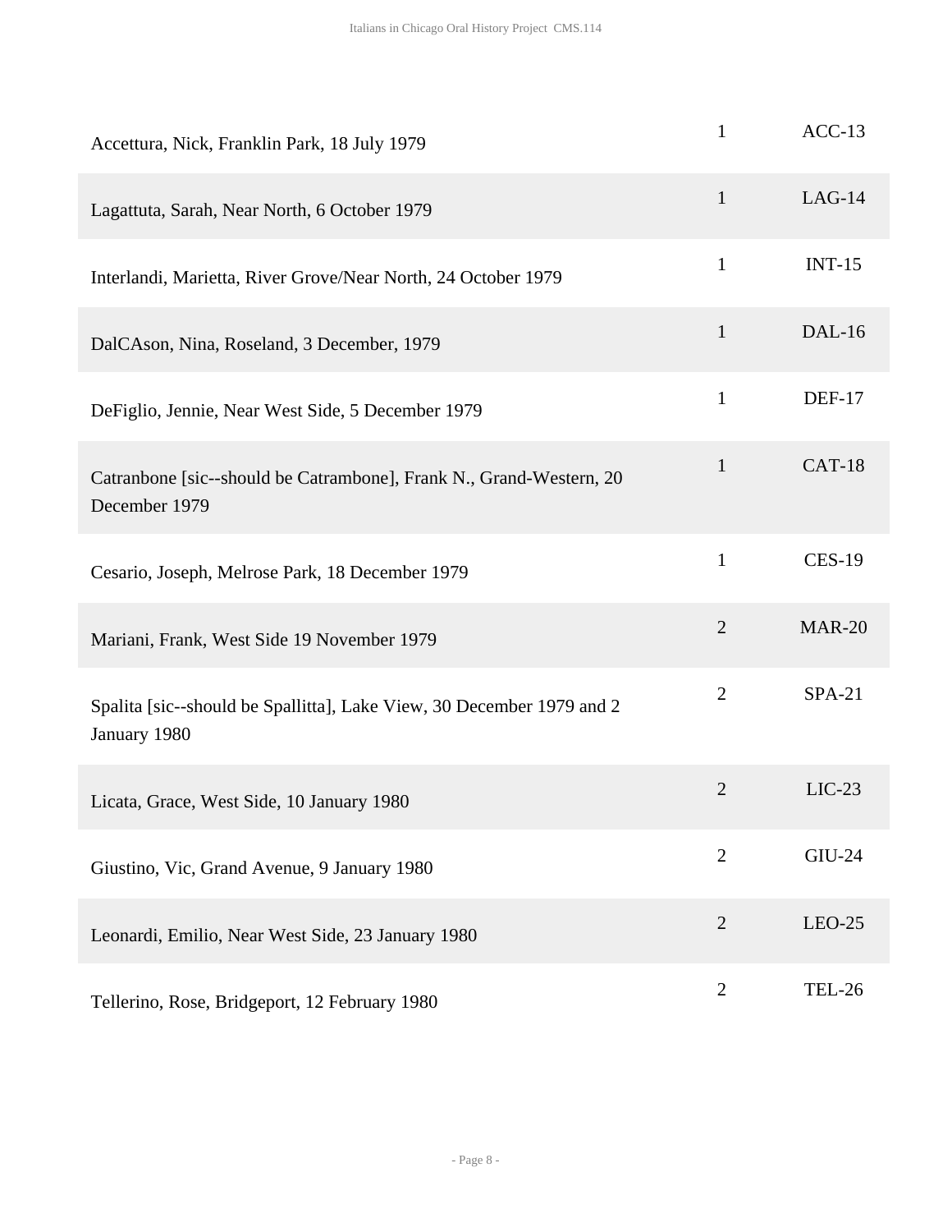| | | |
|---|---|---|
| Accettura, Nick, Franklin Park, 18 July 1979 | 1 | ACC-13 |
| Lagattuta, Sarah, Near North, 6 October 1979 | 1 | LAG-14 |
| Interlandi, Marietta, River Grove/Near North, 24 October 1979 | 1 | INT-15 |
| DalCAson, Nina, Roseland, 3 December, 1979 | 1 | DAL-16 |
| DeFiglio, Jennie, Near West Side, 5 December 1979 | 1 | DEF-17 |
| Catranbone [sic--should be Catrambone], Frank N., Grand-Western, 20 December 1979 | 1 | CAT-18 |
| Cesario, Joseph, Melrose Park, 18 December 1979 | 1 | CES-19 |
| Mariani, Frank, West Side 19 November 1979 | 2 | MAR-20 |
| Spalita [sic--should be Spallitta], Lake View, 30 December 1979 and 2 January 1980 | 2 | SPA-21 |
| Licata, Grace, West Side, 10 January 1980 | 2 | LIC-23 |
| Giustino, Vic, Grand Avenue, 9 January 1980 | 2 | GIU-24 |
| Leonardi, Emilio, Near West Side, 23 January 1980 | 2 | LEO-25 |
| Tellerino, Rose, Bridgeport, 12 February 1980 | 2 | TEL-26 |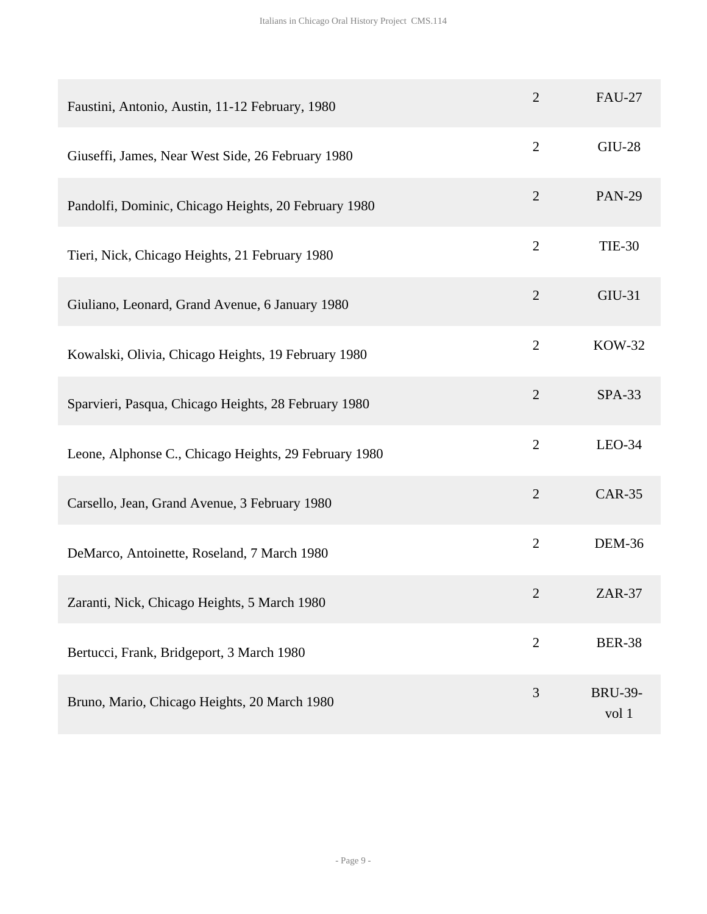| | | |
|---|---|---|
| Faustini, Antonio, Austin, 11-12 February, 1980 | 2 | FAU-27 |
| Giuseffi, James, Near West Side, 26 February 1980 | 2 | GIU-28 |
| Pandolfi, Dominic, Chicago Heights, 20 February 1980 | 2 | PAN-29 |
| Tieri, Nick, Chicago Heights, 21 February 1980 | 2 | TIE-30 |
| Giuliano, Leonard, Grand Avenue, 6 January 1980 | 2 | GIU-31 |
| Kowalski, Olivia, Chicago Heights, 19 February 1980 | 2 | KOW-32 |
| Sparvieri, Pasqua, Chicago Heights, 28 February 1980 | 2 | SPA-33 |
| Leone, Alphonse C., Chicago Heights, 29 February 1980 | 2 | LEO-34 |
| Carsello, Jean, Grand Avenue, 3 February 1980 | 2 | CAR-35 |
| DeMarco, Antoinette, Roseland, 7 March 1980 | 2 | DEM-36 |
| Zaranti, Nick, Chicago Heights, 5 March 1980 | 2 | ZAR-37 |
| Bertucci, Frank, Bridgeport, 3 March 1980 | 2 | BER-38 |
| Bruno, Mario, Chicago Heights, 20 March 1980 | 3 | BRU-39-vol 1 |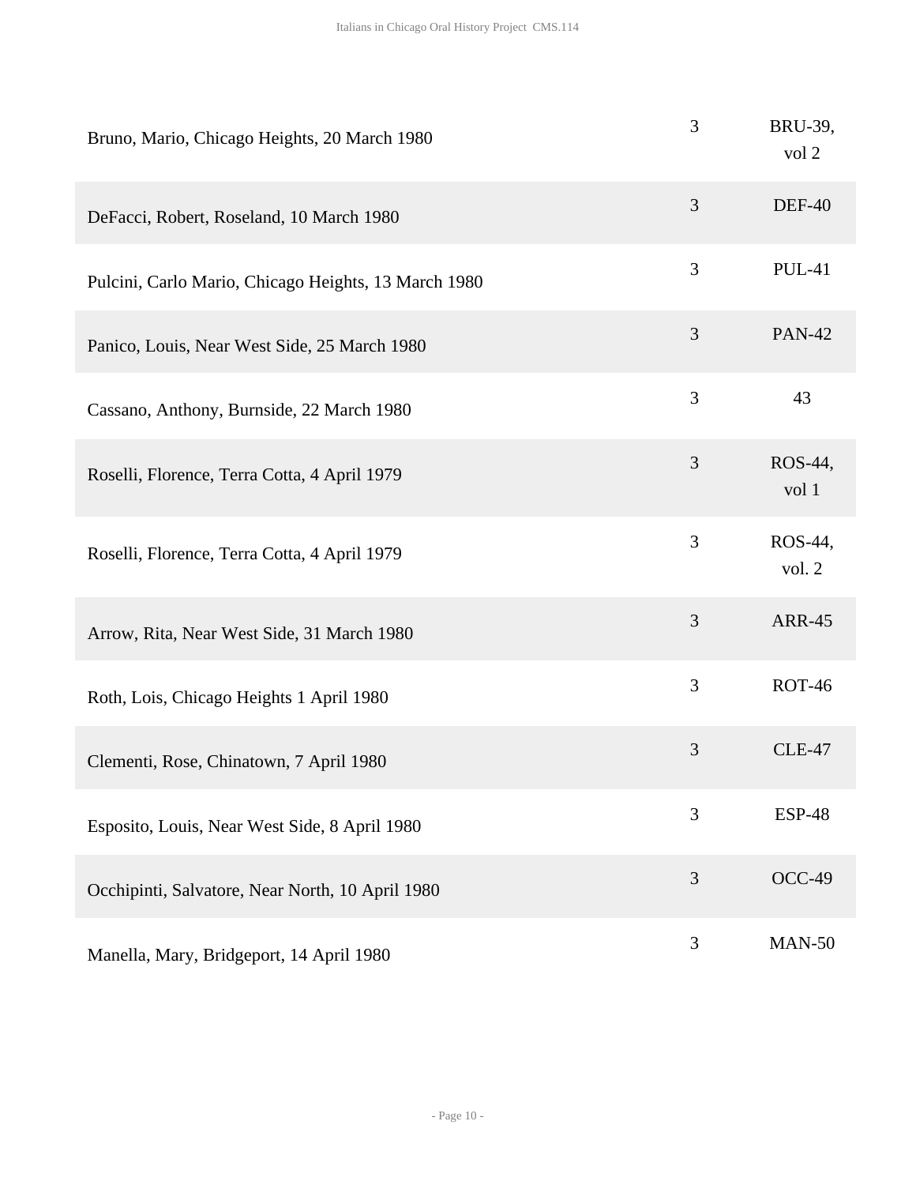| | | |
|---|---|---|
| Bruno, Mario, Chicago Heights, 20 March 1980 | 3 | BRU-39, vol 2 |
| DeFacci, Robert, Roseland, 10 March 1980 | 3 | DEF-40 |
| Pulcini, Carlo Mario, Chicago Heights, 13 March 1980 | 3 | PUL-41 |
| Panico, Louis, Near West Side, 25 March 1980 | 3 | PAN-42 |
| Cassano, Anthony, Burnside, 22 March 1980 | 3 | 43 |
| Roselli, Florence, Terra Cotta, 4 April 1979 | 3 | ROS-44, vol 1 |
| Roselli, Florence, Terra Cotta, 4 April 1979 | 3 | ROS-44, vol. 2 |
| Arrow, Rita, Near West Side, 31 March 1980 | 3 | ARR-45 |
| Roth, Lois, Chicago Heights 1 April 1980 | 3 | ROT-46 |
| Clementi, Rose, Chinatown, 7 April 1980 | 3 | CLE-47 |
| Esposito, Louis, Near West Side, 8 April 1980 | 3 | ESP-48 |
| Occhipinti, Salvatore, Near North, 10 April 1980 | 3 | OCC-49 |
| Manella, Mary, Bridgeport, 14 April 1980 | 3 | MAN-50 |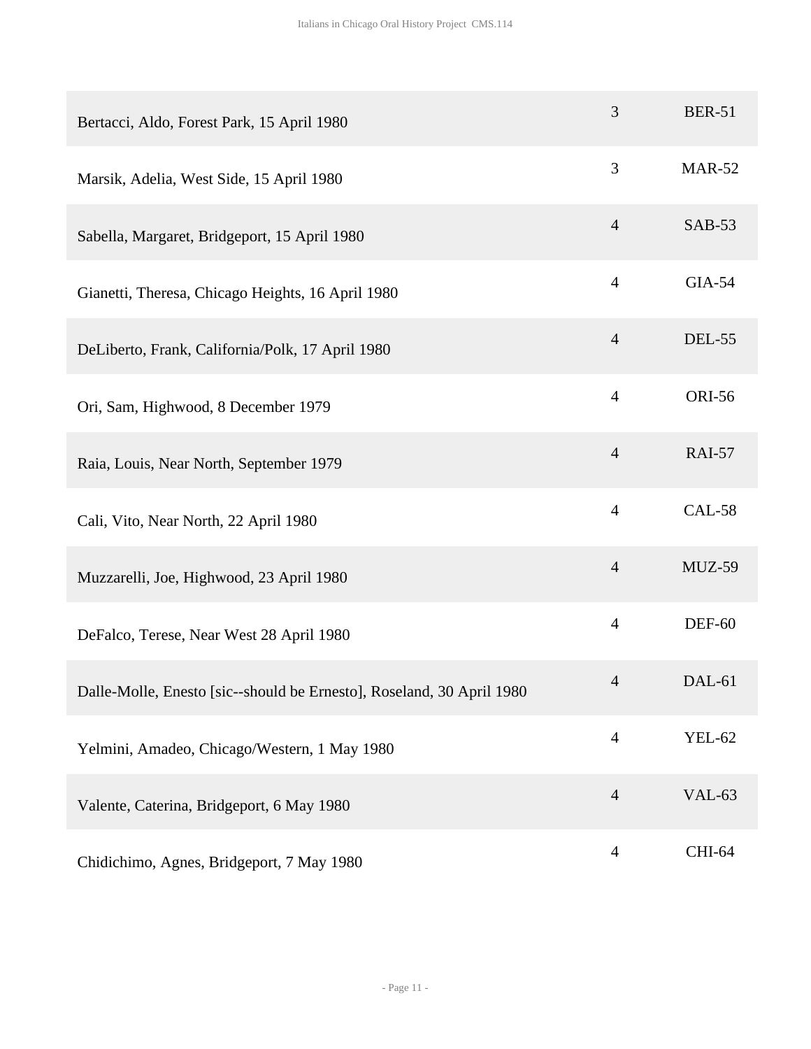| | | |
|---|---|---|
| Bertacci, Aldo, Forest Park, 15 April 1980 | 3 | BER-51 |
| Marsik, Adelia, West Side, 15 April 1980 | 3 | MAR-52 |
| Sabella, Margaret, Bridgeport, 15 April 1980 | 4 | SAB-53 |
| Gianetti, Theresa, Chicago Heights, 16 April 1980 | 4 | GIA-54 |
| DeLiberto, Frank, California/Polk, 17 April 1980 | 4 | DEL-55 |
| Ori, Sam, Highwood, 8 December 1979 | 4 | ORI-56 |
| Raia, Louis, Near North, September 1979 | 4 | RAI-57 |
| Cali, Vito, Near North, 22 April 1980 | 4 | CAL-58 |
| Muzzarelli, Joe, Highwood, 23 April 1980 | 4 | MUZ-59 |
| DeFalco, Terese, Near West 28 April 1980 | 4 | DEF-60 |
| Dalle-Molle, Enesto [sic--should be Ernesto], Roseland, 30 April 1980 | 4 | DAL-61 |
| Yelmini, Amadeo, Chicago/Western, 1 May 1980 | 4 | YEL-62 |
| Valente, Caterina, Bridgeport, 6 May 1980 | 4 | VAL-63 |
| Chidichimo, Agnes, Bridgeport, 7 May 1980 | 4 | CHI-64 |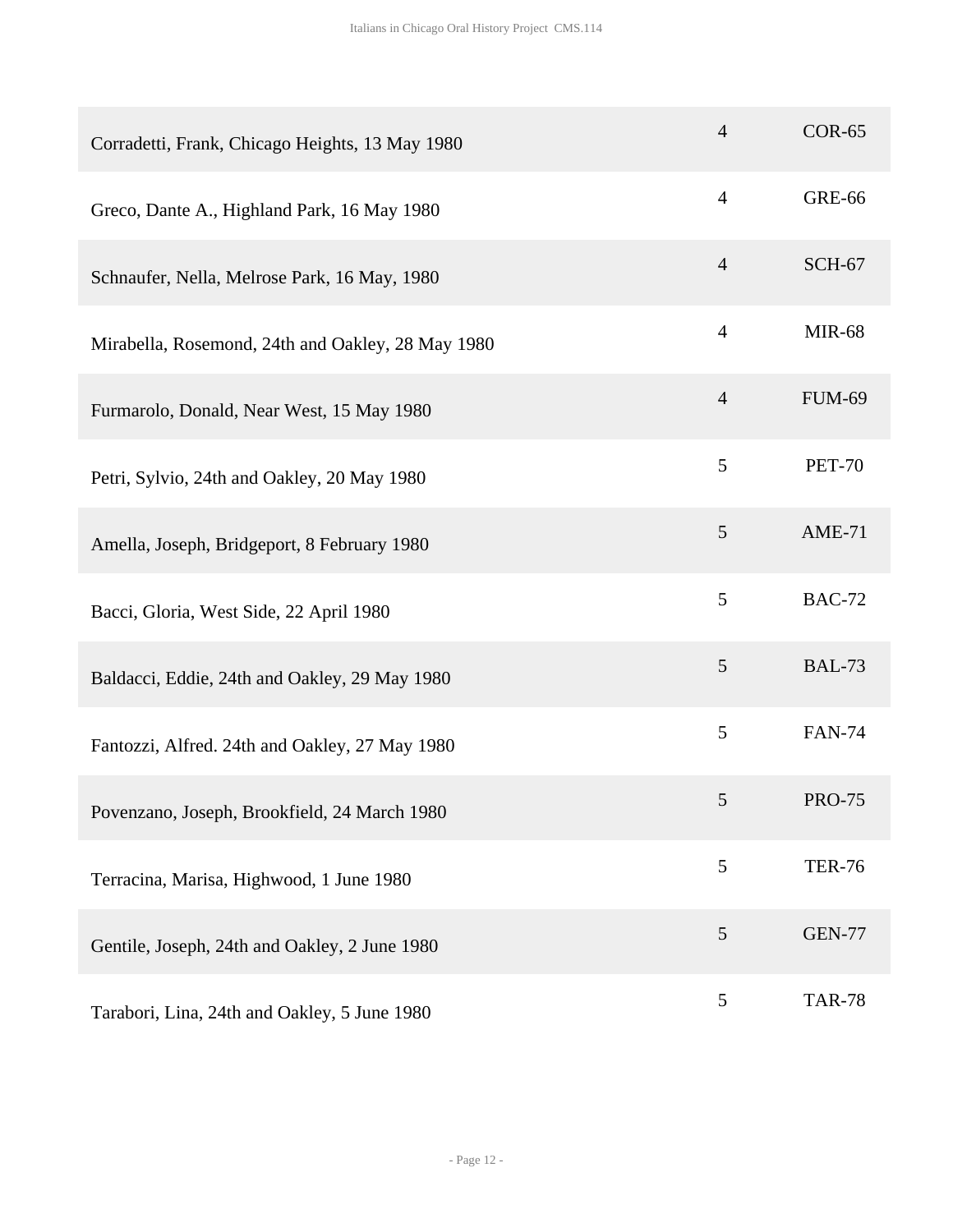| | | |
|---|---|---|
| Corradetti, Frank, Chicago Heights, 13 May 1980 | 4 | COR-65 |
| Greco, Dante A., Highland Park, 16 May 1980 | 4 | GRE-66 |
| Schnaufer, Nella, Melrose Park, 16 May, 1980 | 4 | SCH-67 |
| Mirabella, Rosemond, 24th and Oakley, 28 May 1980 | 4 | MIR-68 |
| Furmarolo, Donald, Near West, 15 May 1980 | 4 | FUM-69 |
| Petri, Sylvio, 24th and Oakley, 20 May 1980 | 5 | PET-70 |
| Amella, Joseph, Bridgeport, 8 February 1980 | 5 | AME-71 |
| Bacci, Gloria, West Side, 22 April 1980 | 5 | BAC-72 |
| Baldacci, Eddie, 24th and Oakley, 29 May 1980 | 5 | BAL-73 |
| Fantozzi, Alfred. 24th and Oakley, 27 May 1980 | 5 | FAN-74 |
| Povenzano, Joseph, Brookfield, 24 March 1980 | 5 | PRO-75 |
| Terracina, Marisa, Highwood, 1 June 1980 | 5 | TER-76 |
| Gentile, Joseph, 24th and Oakley, 2 June 1980 | 5 | GEN-77 |
| Tarabori, Lina, 24th and Oakley, 5 June 1980 | 5 | TAR-78 |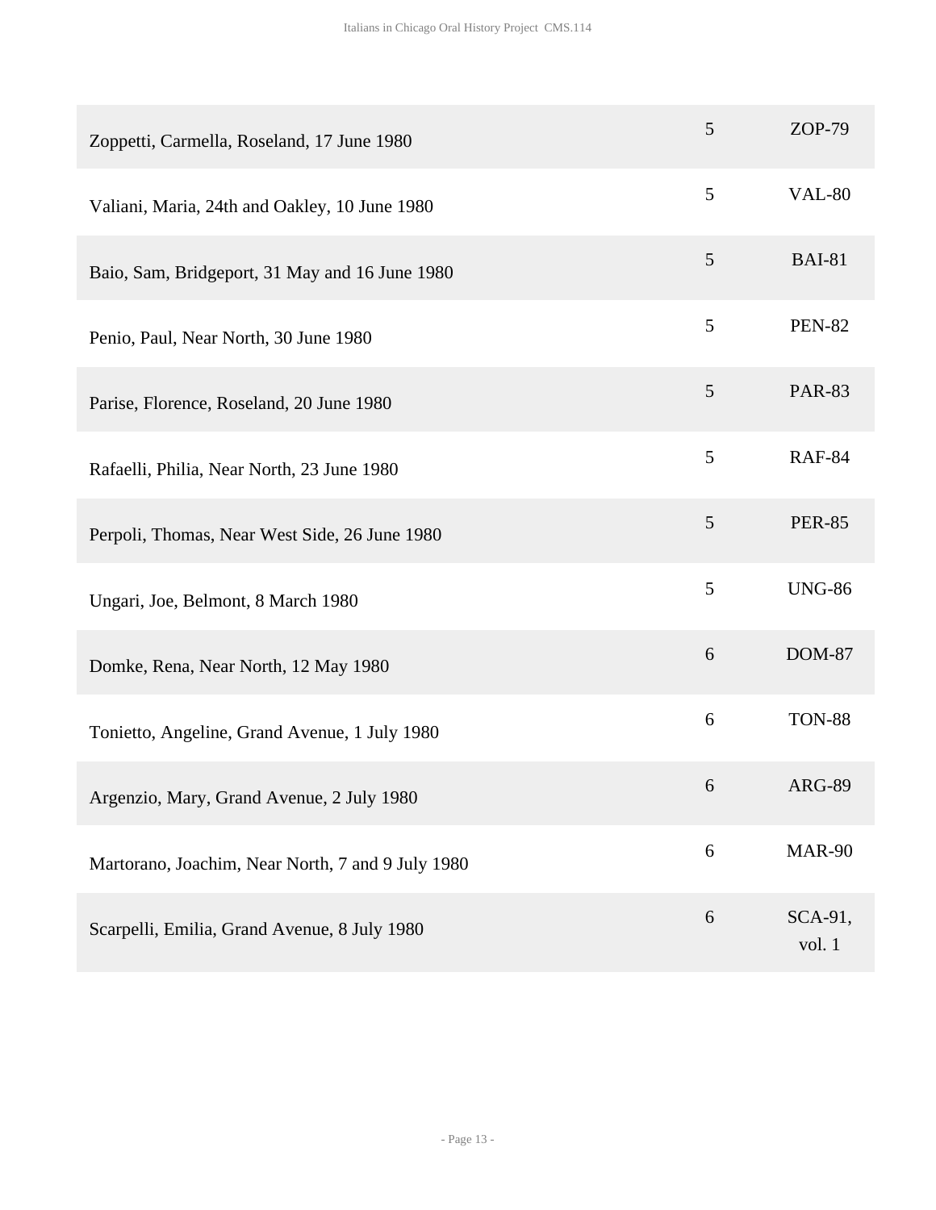| | | |
|---|---|---|
| Zoppetti, Carmella, Roseland, 17 June 1980 | 5 | ZOP-79 |
| Valiani, Maria, 24th and Oakley, 10 June 1980 | 5 | VAL-80 |
| Baio, Sam, Bridgeport, 31 May and 16 June 1980 | 5 | BAI-81 |
| Penio, Paul, Near North, 30 June 1980 | 5 | PEN-82 |
| Parise, Florence, Roseland, 20 June 1980 | 5 | PAR-83 |
| Rafaelli, Philia, Near North, 23 June 1980 | 5 | RAF-84 |
| Perpoli, Thomas, Near West Side, 26 June 1980 | 5 | PER-85 |
| Ungari, Joe, Belmont, 8 March 1980 | 5 | UNG-86 |
| Domke, Rena, Near North, 12 May 1980 | 6 | DOM-87 |
| Tonietto, Angeline, Grand Avenue, 1 July 1980 | 6 | TON-88 |
| Argenzio, Mary, Grand Avenue, 2 July 1980 | 6 | ARG-89 |
| Martorano, Joachim, Near North, 7 and 9 July 1980 | 6 | MAR-90 |
| Scarpelli, Emilia, Grand Avenue, 8 July 1980 | 6 | SCA-91, vol. 1 |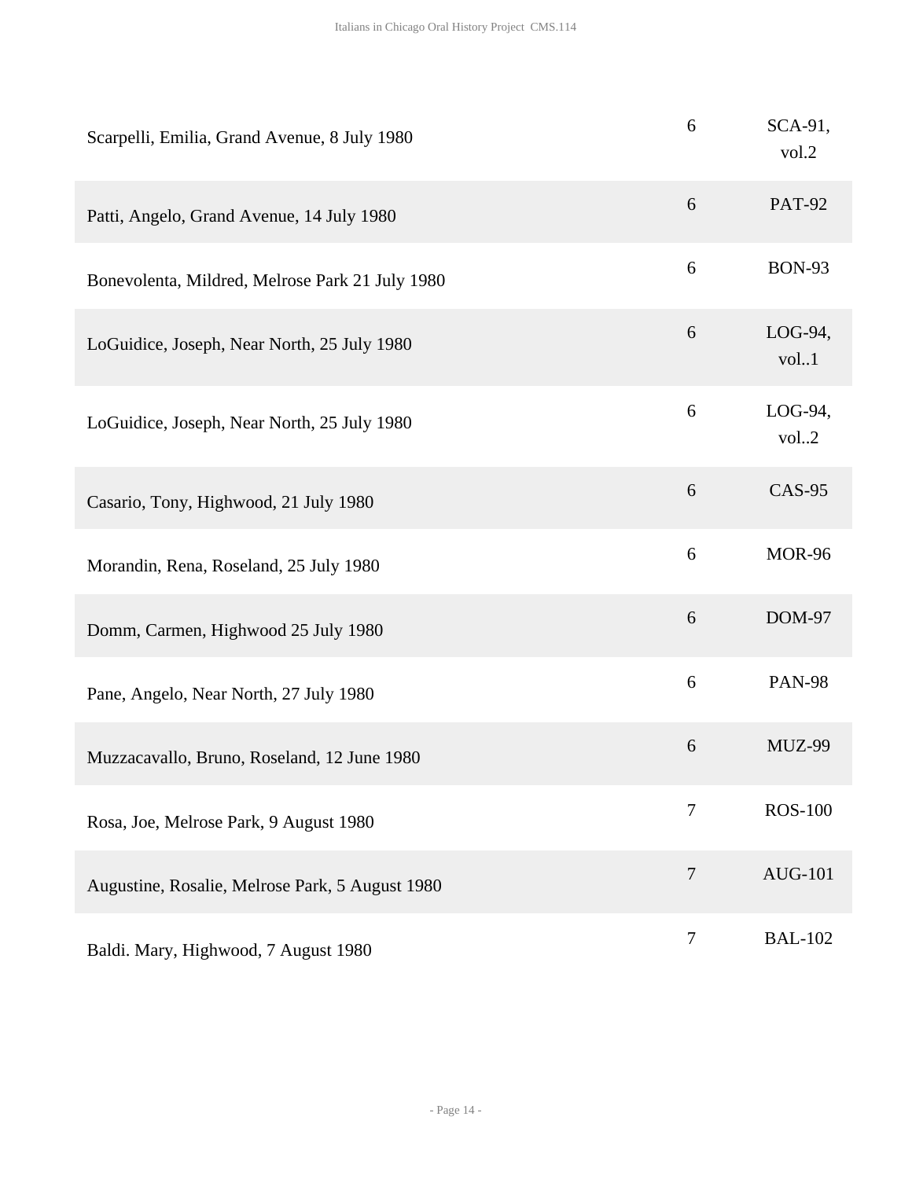| | | |
|---|---|---|
| Scarpelli, Emilia, Grand Avenue, 8 July 1980 | 6 | SCA-91, vol.2 |
| Patti, Angelo, Grand Avenue, 14 July 1980 | 6 | PAT-92 |
| Bonevolenta, Mildred, Melrose Park 21 July 1980 | 6 | BON-93 |
| LoGuidice, Joseph, Near North, 25 July 1980 | 6 | LOG-94, vol..1 |
| LoGuidice, Joseph, Near North, 25 July 1980 | 6 | LOG-94, vol..2 |
| Casario, Tony, Highwood, 21 July 1980 | 6 | CAS-95 |
| Morandin, Rena, Roseland, 25 July 1980 | 6 | MOR-96 |
| Domm, Carmen, Highwood 25 July 1980 | 6 | DOM-97 |
| Pane, Angelo, Near North, 27 July 1980 | 6 | PAN-98 |
| Muzzacavallo, Bruno, Roseland, 12 June 1980 | 6 | MUZ-99 |
| Rosa, Joe, Melrose Park, 9 August 1980 | 7 | ROS-100 |
| Augustine, Rosalie, Melrose Park, 5 August 1980 | 7 | AUG-101 |
| Baldi. Mary, Highwood, 7 August 1980 | 7 | BAL-102 |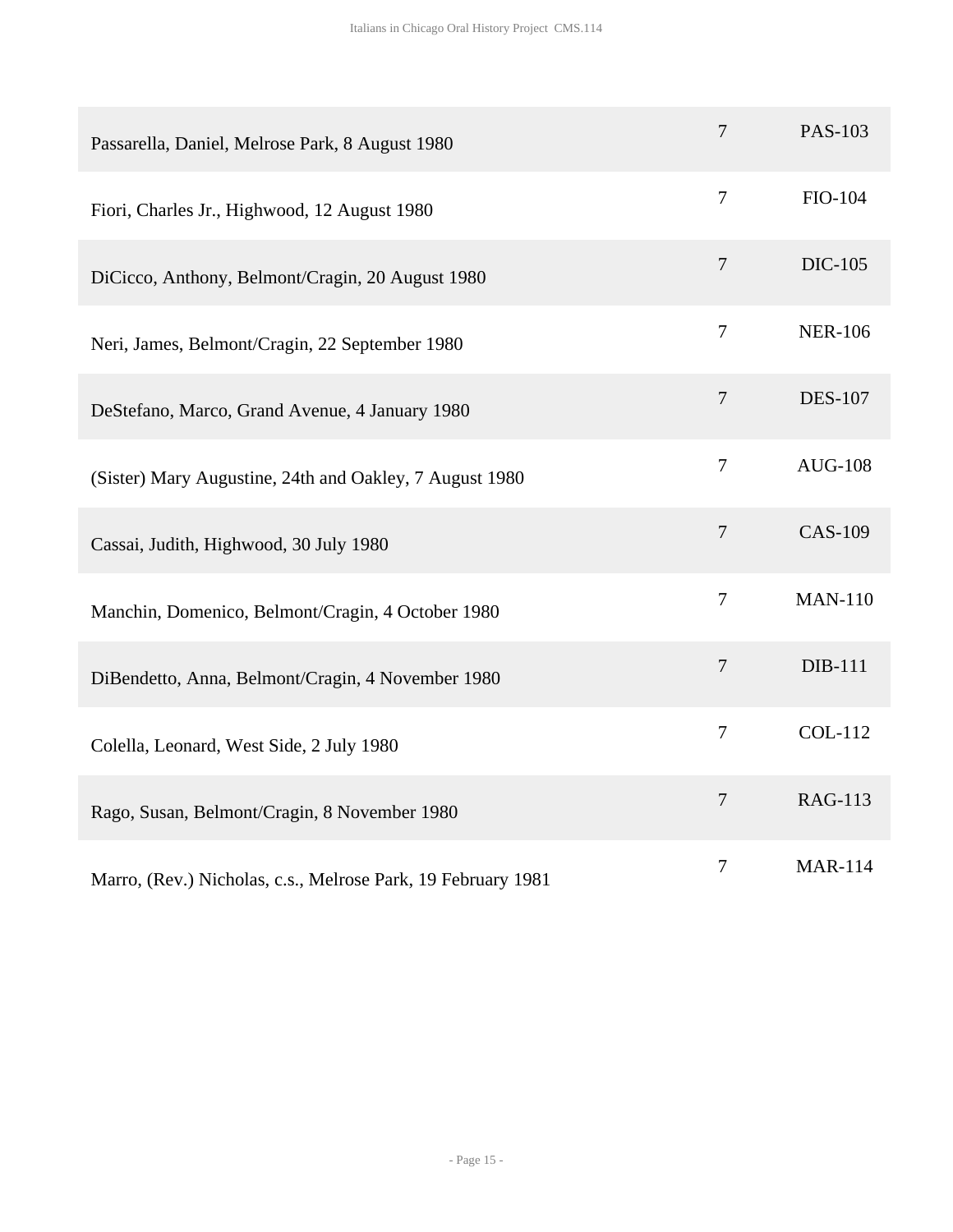| | | |
|---|---|---|
| Passarella, Daniel, Melrose Park, 8 August 1980 | 7 | PAS-103 |
| Fiori, Charles Jr., Highwood, 12 August 1980 | 7 | FIO-104 |
| DiCicco, Anthony, Belmont/Cragin, 20 August 1980 | 7 | DIC-105 |
| Neri, James, Belmont/Cragin, 22 September 1980 | 7 | NER-106 |
| DeStefano, Marco, Grand Avenue, 4 January 1980 | 7 | DES-107 |
| (Sister) Mary Augustine, 24th and Oakley, 7 August 1980 | 7 | AUG-108 |
| Cassai, Judith, Highwood, 30 July 1980 | 7 | CAS-109 |
| Manchin, Domenico, Belmont/Cragin, 4 October 1980 | 7 | MAN-110 |
| DiBendetto, Anna, Belmont/Cragin, 4 November 1980 | 7 | DIB-111 |
| Colella, Leonard, West Side, 2 July 1980 | 7 | COL-112 |
| Rago, Susan, Belmont/Cragin, 8 November 1980 | 7 | RAG-113 |
| Marro, (Rev.) Nicholas, c.s., Melrose Park, 19 February 1981 | 7 | MAR-114 |